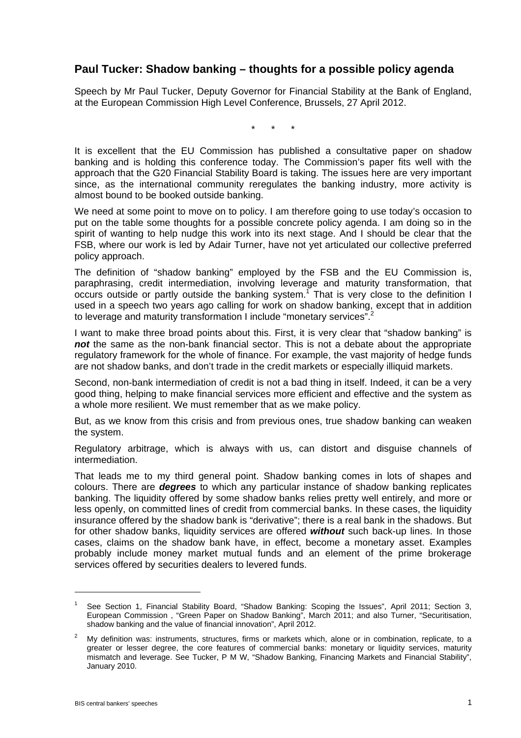## Paul Tucker: Shadow banking – thoughts for a possible policy agenda

Speech by Mr Paul Tucker, Deputy Governor for Financial Stability at the Bank of England, at the European Commission High Level Conference, Brussels, 27 April 2012.

\*   \*   \*

It is excellent that the EU Commission has published a consultative paper on shadow banking and is holding this conference today. The Commission's paper fits well with the approach that the G20 Financial Stability Board is taking. The issues here are very important since, as the international community reregulates the banking industry, more activity is almost bound to be booked outside banking.

We need at some point to move on to policy. I am therefore going to use today's occasion to put on the table some thoughts for a possible concrete policy agenda. I am doing so in the spirit of wanting to help nudge this work into its next stage. And I should be clear that the FSB, where our work is led by Adair Turner, have not yet articulated our collective preferred policy approach.

The definition of "shadow banking" employed by the FSB and the EU Commission is, paraphrasing, credit intermediation, involving leverage and maturity transformation, that occurs outside or partly outside the banking system.[1] That is very close to the definition I used in a speech two years ago calling for work on shadow banking, except that in addition to leverage and maturity transformation I include "monetary services".[2]

I want to make three broad points about this. First, it is very clear that "shadow banking" is ***not*** the same as the non-bank financial sector. This is not a debate about the appropriate regulatory framework for the whole of finance. For example, the vast majority of hedge funds are not shadow banks, and don't trade in the credit markets or especially illiquid markets.

Second, non-bank intermediation of credit is not a bad thing in itself. Indeed, it can be a very good thing, helping to make financial services more efficient and effective and the system as a whole more resilient. We must remember that as we make policy.

But, as we know from this crisis and from previous ones, true shadow banking can weaken the system.

Regulatory arbitrage, which is always with us, can distort and disguise channels of intermediation.

That leads me to my third general point. Shadow banking comes in lots of shapes and colours. There are ***degrees*** to which any particular instance of shadow banking replicates banking. The liquidity offered by some shadow banks relies pretty well entirely, and more or less openly, on committed lines of credit from commercial banks. In these cases, the liquidity insurance offered by the shadow bank is "derivative"; there is a real bank in the shadows. But for other shadow banks, liquidity services are offered ***without*** such back-up lines. In those cases, claims on the shadow bank have, in effect, become a monetary asset. Examples probably include money market mutual funds and an element of the prime brokerage services offered by securities dealers to levered funds.

---

[1] See Section 1, Financial Stability Board, "Shadow Banking: Scoping the Issues", April 2011; Section 3, European Commission , "Green Paper on Shadow Banking", March 2011; and also Turner, "Securitisation, shadow banking and the value of financial innovation", April 2012.

[2] My definition was: instruments, structures, firms or markets which, alone or in combination, replicate, to a greater or lesser degree, the core features of commercial banks: monetary or liquidity services, maturity mismatch and leverage. See Tucker, P M W, "Shadow Banking, Financing Markets and Financial Stability", January 2010.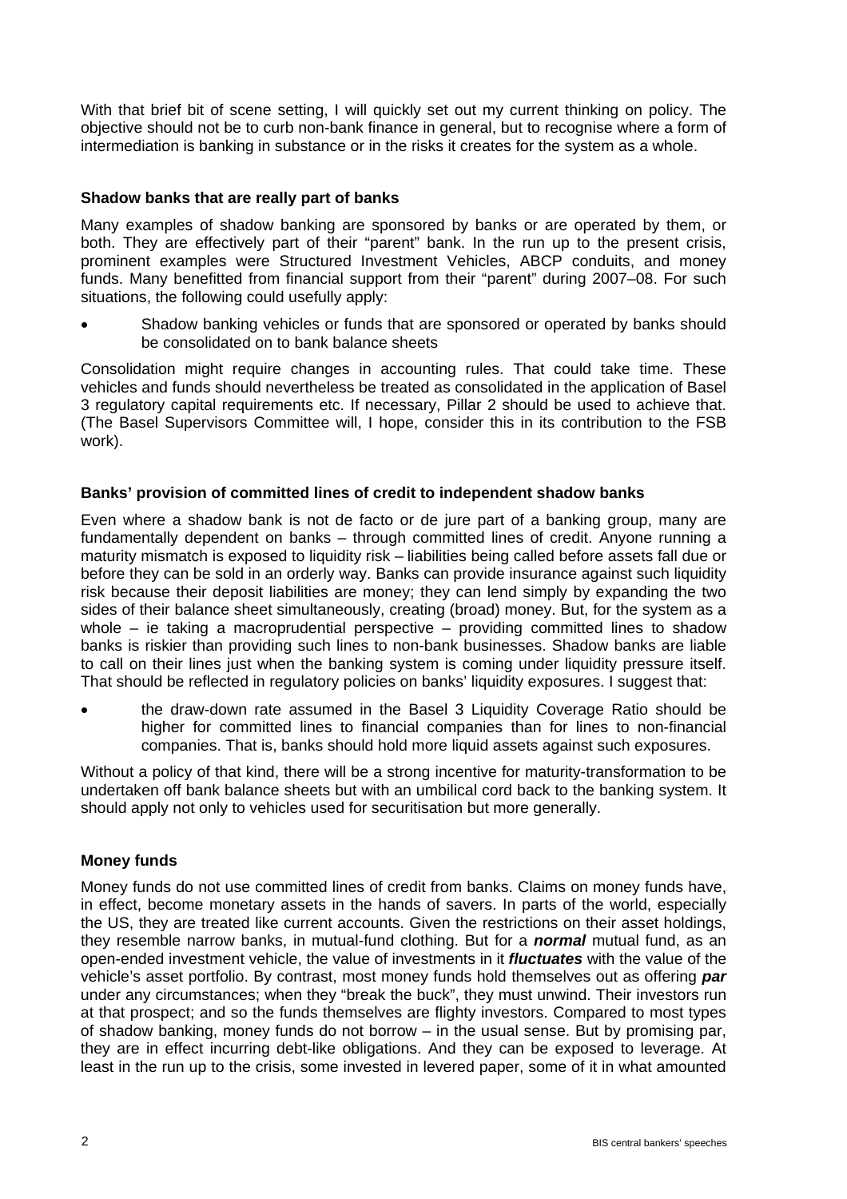With that brief bit of scene setting, I will quickly set out my current thinking on policy. The objective should not be to curb non-bank finance in general, but to recognise where a form of intermediation is banking in substance or in the risks it creates for the system as a whole.

### Shadow banks that are really part of banks

Many examples of shadow banking are sponsored by banks or are operated by them, or both. They are effectively part of their "parent" bank. In the run up to the present crisis, prominent examples were Structured Investment Vehicles, ABCP conduits, and money funds. Many benefitted from financial support from their "parent" during 2007–08. For such situations, the following could usefully apply:

- Shadow banking vehicles or funds that are sponsored or operated by banks should be consolidated on to bank balance sheets

Consolidation might require changes in accounting rules. That could take time. These vehicles and funds should nevertheless be treated as consolidated in the application of Basel 3 regulatory capital requirements etc. If necessary, Pillar 2 should be used to achieve that. (The Basel Supervisors Committee will, I hope, consider this in its contribution to the FSB work).

### Banks' provision of committed lines of credit to independent shadow banks

Even where a shadow bank is not de facto or de jure part of a banking group, many are fundamentally dependent on banks – through committed lines of credit. Anyone running a maturity mismatch is exposed to liquidity risk – liabilities being called before assets fall due or before they can be sold in an orderly way. Banks can provide insurance against such liquidity risk because their deposit liabilities are money; they can lend simply by expanding the two sides of their balance sheet simultaneously, creating (broad) money. But, for the system as a whole – ie taking a macroprudential perspective – providing committed lines to shadow banks is riskier than providing such lines to non-bank businesses. Shadow banks are liable to call on their lines just when the banking system is coming under liquidity pressure itself. That should be reflected in regulatory policies on banks' liquidity exposures. I suggest that:

- the draw-down rate assumed in the Basel 3 Liquidity Coverage Ratio should be higher for committed lines to financial companies than for lines to non-financial companies. That is, banks should hold more liquid assets against such exposures.

Without a policy of that kind, there will be a strong incentive for maturity-transformation to be undertaken off bank balance sheets but with an umbilical cord back to the banking system. It should apply not only to vehicles used for securitisation but more generally.

### Money funds

Money funds do not use committed lines of credit from banks. Claims on money funds have, in effect, become monetary assets in the hands of savers. In parts of the world, especially the US, they are treated like current accounts. Given the restrictions on their asset holdings, they resemble narrow banks, in mutual-fund clothing. But for a ***normal*** mutual fund, as an open-ended investment vehicle, the value of investments in it ***fluctuates*** with the value of the vehicle's asset portfolio. By contrast, most money funds hold themselves out as offering ***par*** under any circumstances; when they "break the buck", they must unwind. Their investors run at that prospect; and so the funds themselves are flighty investors. Compared to most types of shadow banking, money funds do not borrow – in the usual sense. But by promising par, they are in effect incurring debt-like obligations. And they can be exposed to leverage. At least in the run up to the crisis, some invested in levered paper, some of it in what amounted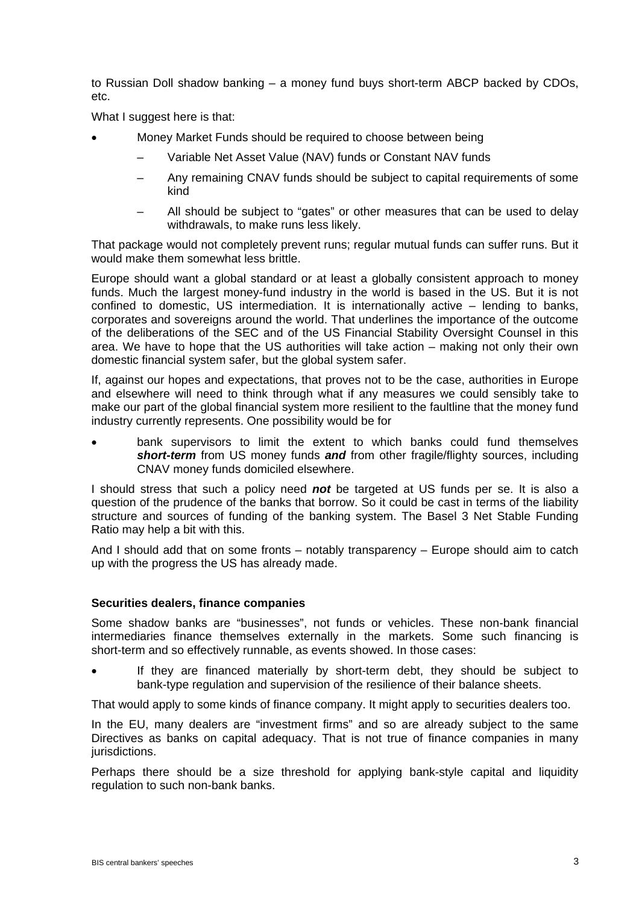to Russian Doll shadow banking – a money fund buys short-term ABCP backed by CDOs, etc.

What I suggest here is that:

- Money Market Funds should be required to choose between being
  - Variable Net Asset Value (NAV) funds or Constant NAV funds
  - Any remaining CNAV funds should be subject to capital requirements of some kind
  - All should be subject to "gates" or other measures that can be used to delay withdrawals, to make runs less likely.

That package would not completely prevent runs; regular mutual funds can suffer runs. But it would make them somewhat less brittle.

Europe should want a global standard or at least a globally consistent approach to money funds. Much the largest money-fund industry in the world is based in the US. But it is not confined to domestic, US intermediation. It is internationally active – lending to banks, corporates and sovereigns around the world. That underlines the importance of the outcome of the deliberations of the SEC and of the US Financial Stability Oversight Counsel in this area. We have to hope that the US authorities will take action – making not only their own domestic financial system safer, but the global system safer.

If, against our hopes and expectations, that proves not to be the case, authorities in Europe and elsewhere will need to think through what if any measures we could sensibly take to make our part of the global financial system more resilient to the faultline that the money fund industry currently represents. One possibility would be for

- bank supervisors to limit the extent to which banks could fund themselves ***short-term*** from US money funds ***and*** from other fragile/flighty sources, including CNAV money funds domiciled elsewhere.

I should stress that such a policy need ***not*** be targeted at US funds per se. It is also a question of the prudence of the banks that borrow. So it could be cast in terms of the liability structure and sources of funding of the banking system. The Basel 3 Net Stable Funding Ratio may help a bit with this.

And I should add that on some fronts – notably transparency – Europe should aim to catch up with the progress the US has already made.

### Securities dealers, finance companies

Some shadow banks are "businesses", not funds or vehicles. These non-bank financial intermediaries finance themselves externally in the markets. Some such financing is short-term and so effectively runnable, as events showed. In those cases:

- If they are financed materially by short-term debt, they should be subject to bank-type regulation and supervision of the resilience of their balance sheets.

That would apply to some kinds of finance company. It might apply to securities dealers too.

In the EU, many dealers are "investment firms" and so are already subject to the same Directives as banks on capital adequacy. That is not true of finance companies in many jurisdictions.

Perhaps there should be a size threshold for applying bank-style capital and liquidity regulation to such non-bank banks.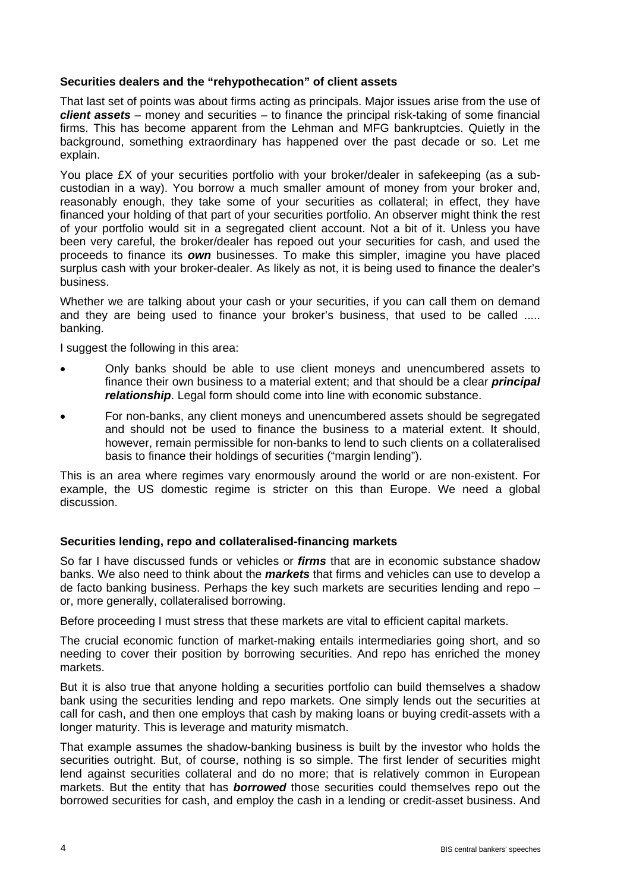### Securities dealers and the "rehypothecation" of client assets

That last set of points was about firms acting as principals. Major issues arise from the use of ***client assets*** – money and securities – to finance the principal risk-taking of some financial firms. This has become apparent from the Lehman and MFG bankruptcies. Quietly in the background, something extraordinary has happened over the past decade or so. Let me explain.

You place £X of your securities portfolio with your broker/dealer in safekeeping (as a sub-custodian in a way). You borrow a much smaller amount of money from your broker and, reasonably enough, they take some of your securities as collateral; in effect, they have financed your holding of that part of your securities portfolio. An observer might think the rest of your portfolio would sit in a segregated client account. Not a bit of it. Unless you have been very careful, the broker/dealer has repoed out your securities for cash, and used the proceeds to finance its ***own*** businesses. To make this simpler, imagine you have placed surplus cash with your broker-dealer. As likely as not, it is being used to finance the dealer's business.

Whether we are talking about your cash or your securities, if you can call them on demand and they are being used to finance your broker's business, that used to be called ..... banking.

I suggest the following in this area:

- Only banks should be able to use client moneys and unencumbered assets to finance their own business to a material extent; and that should be a clear ***principal relationship***. Legal form should come into line with economic substance.
- For non-banks, any client moneys and unencumbered assets should be segregated and should not be used to finance the business to a material extent. It should, however, remain permissible for non-banks to lend to such clients on a collateralised basis to finance their holdings of securities ("margin lending").

This is an area where regimes vary enormously around the world or are non-existent. For example, the US domestic regime is stricter on this than Europe. We need a global discussion.

### Securities lending, repo and collateralised-financing markets

So far I have discussed funds or vehicles or ***firms*** that are in economic substance shadow banks. We also need to think about the ***markets*** that firms and vehicles can use to develop a de facto banking business. Perhaps the key such markets are securities lending and repo – or, more generally, collateralised borrowing.

Before proceeding I must stress that these markets are vital to efficient capital markets.

The crucial economic function of market-making entails intermediaries going short, and so needing to cover their position by borrowing securities. And repo has enriched the money markets.

But it is also true that anyone holding a securities portfolio can build themselves a shadow bank using the securities lending and repo markets. One simply lends out the securities at call for cash, and then one employs that cash by making loans or buying credit-assets with a longer maturity. This is leverage and maturity mismatch.

That example assumes the shadow-banking business is built by the investor who holds the securities outright. But, of course, nothing is so simple. The first lender of securities might lend against securities collateral and do no more; that is relatively common in European markets. But the entity that has ***borrowed*** those securities could themselves repo out the borrowed securities for cash, and employ the cash in a lending or credit-asset business. And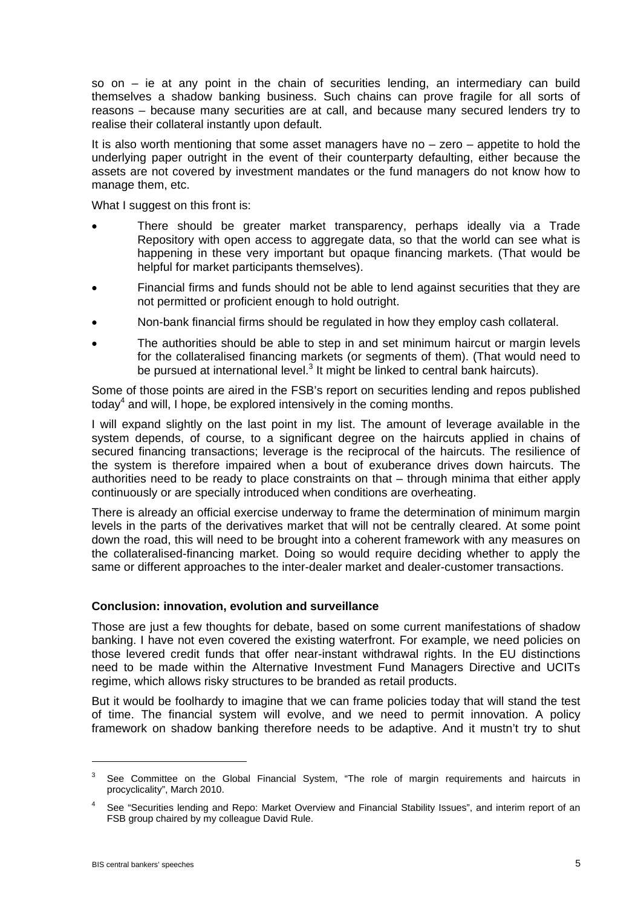so on – ie at any point in the chain of securities lending, an intermediary can build themselves a shadow banking business. Such chains can prove fragile for all sorts of reasons – because many securities are at call, and because many secured lenders try to realise their collateral instantly upon default.

It is also worth mentioning that some asset managers have no – zero – appetite to hold the underlying paper outright in the event of their counterparty defaulting, either because the assets are not covered by investment mandates or the fund managers do not know how to manage them, etc.

What I suggest on this front is:

- There should be greater market transparency, perhaps ideally via a Trade Repository with open access to aggregate data, so that the world can see what is happening in these very important but opaque financing markets. (That would be helpful for market participants themselves).
- Financial firms and funds should not be able to lend against securities that they are not permitted or proficient enough to hold outright.
- Non-bank financial firms should be regulated in how they employ cash collateral.
- The authorities should be able to step in and set minimum haircut or margin levels for the collateralised financing markets (or segments of them). (That would need to be pursued at international level.[3] It might be linked to central bank haircuts).

Some of those points are aired in the FSB's report on securities lending and repos published today[4] and will, I hope, be explored intensively in the coming months.

I will expand slightly on the last point in my list. The amount of leverage available in the system depends, of course, to a significant degree on the haircuts applied in chains of secured financing transactions; leverage is the reciprocal of the haircuts. The resilience of the system is therefore impaired when a bout of exuberance drives down haircuts. The authorities need to be ready to place constraints on that – through minima that either apply continuously or are specially introduced when conditions are overheating.

There is already an official exercise underway to frame the determination of minimum margin levels in the parts of the derivatives market that will not be centrally cleared. At some point down the road, this will need to be brought into a coherent framework with any measures on the collateralised-financing market. Doing so would require deciding whether to apply the same or different approaches to the inter-dealer market and dealer-customer transactions.

**Conclusion: innovation, evolution and surveillance**

Those are just a few thoughts for debate, based on some current manifestations of shadow banking. I have not even covered the existing waterfront. For example, we need policies on those levered credit funds that offer near-instant withdrawal rights. In the EU distinctions need to be made within the Alternative Investment Fund Managers Directive and UCITs regime, which allows risky structures to be branded as retail products.

But it would be foolhardy to imagine that we can frame policies today that will stand the test of time. The financial system will evolve, and we need to permit innovation. A policy framework on shadow banking therefore needs to be adaptive. And it mustn't try to shut

---

[3] See Committee on the Global Financial System, "The role of margin requirements and haircuts in procyclicality", March 2010.

[4] See "Securities lending and Repo: Market Overview and Financial Stability Issues", and interim report of an FSB group chaired by my colleague David Rule.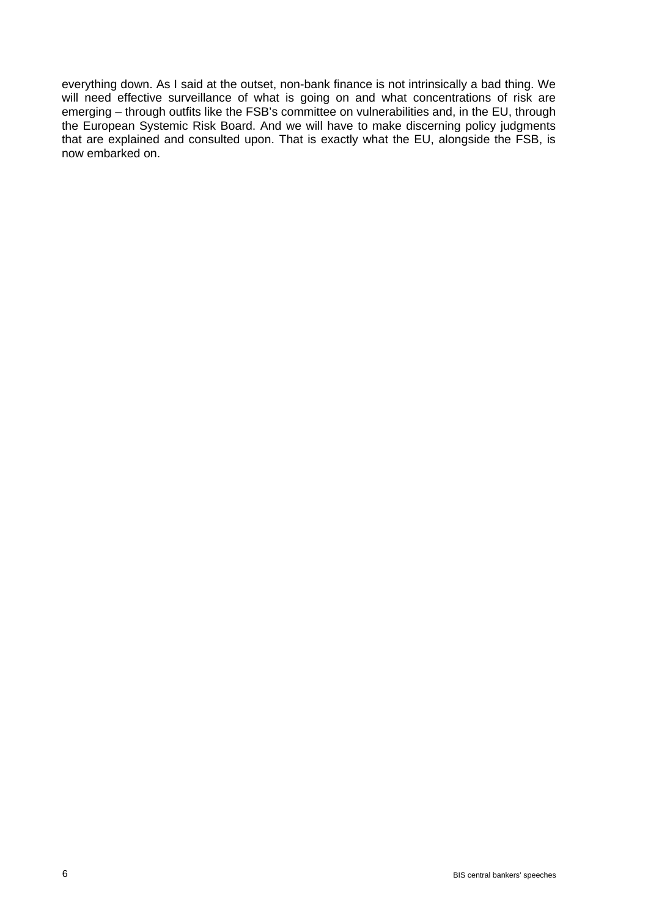everything down. As I said at the outset, non-bank finance is not intrinsically a bad thing. We will need effective surveillance of what is going on and what concentrations of risk are emerging – through outfits like the FSB's committee on vulnerabilities and, in the EU, through the European Systemic Risk Board. And we will have to make discerning policy judgments that are explained and consulted upon. That is exactly what the EU, alongside the FSB, is now embarked on.